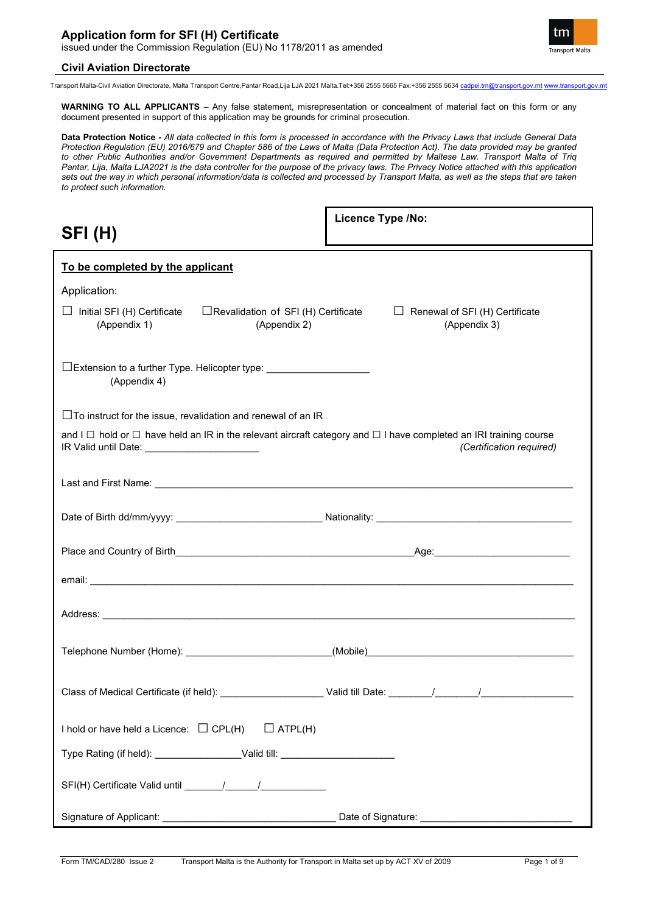# Application form for SFI (H) Certificate

issued under the Commission Regulation (EU) No 1178/2011 as amended

**Civil Aviation Directorate**

Transport Malta-Civil Aviation Directorate, Malta Transport Centre,Pantar Road,Lija LJA 2021 Malta.Tel:+356 2555 5665 Fax:+356 2555 5634 cadpel.tm@transport.gov.mt www.transport.gov.mt

**WARNING TO ALL APPLICANTS** – Any false statement, misrepresentation or concealment of material fact on this form or any document presented in support of this application may be grounds for criminal prosecution.

**Data Protection Notice -** *All data collected in this form is processed in accordance with the Privacy Laws that include General Data Protection Regulation (EU) 2016/679 and Chapter 586 of the Laws of Malta (Data Protection Act). The data provided may be granted to other Public Authorities and/or Government Departments as required and permitted by Maltese Law. Transport Malta of Triq Pantar, Lija, Malta LJA2021 is the data controller for the purpose of the privacy laws. The Privacy Notice attached with this application sets out the way in which personal information/data is collected and processed by Transport Malta, as well as the steps that are taken to protect such information.*

## SFI (H)

**Licence Type /No:**

**To be completed by the applicant**

Application:

☐ Initial SFI (H) Certificate (Appendix 1)  ☐ Revalidation of SFI (H) Certificate (Appendix 2)  ☐ Renewal of SFI (H) Certificate (Appendix 3)

☐ Extension to a further Type. Helicopter type: ___________________ (Appendix 4)

☐ To instruct for the issue, revalidation and renewal of an IR

and I ☐ hold or ☐ have held an IR in the relevant aircraft category and ☐ I have completed an IRI training course
IR Valid until Date: _____________________ *(Certification required)*

Last and First Name: ___________________________________________________________________________

Date of Birth dd/mm/yyyy: ___________________________ Nationality: _____________________________________

Place and Country of Birth____________________________________________Age:_________________________

email: _________________________________________________________________________________________

Address: _______________________________________________________________________________________

Telephone Number (Home): __________________________(Mobile)______________________________________

Class of Medical Certificate (if held): ___________________ Valid till Date: ________/________/_________________

I hold or have held a Licence: ☐ CPL(H)  ☐ ATPL(H)

Type Rating (if held): ________________Valid till: _____________________

SFI(H) Certificate Valid until _______/______/____________

Signature of Applicant: ________________________________ Date of Signature: ____________________________

Form TM/CAD/280 Issue 2    Transport Malta is the Authority for Transport in Malta set up by ACT XV of 2009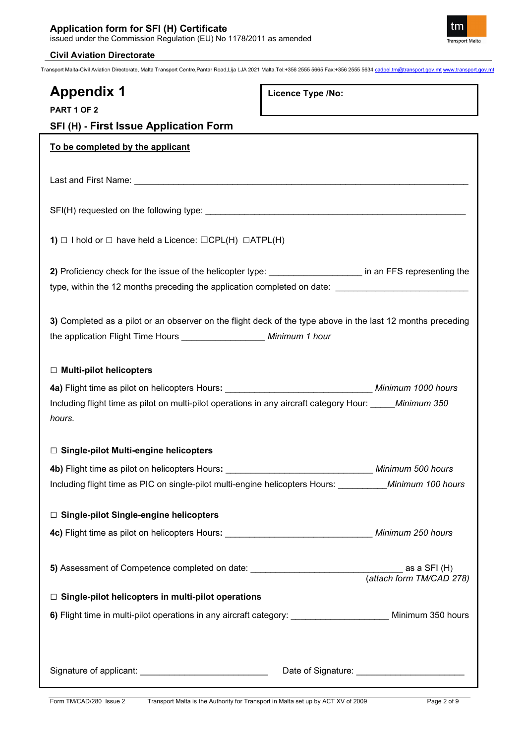# Appendix 1

**PART 1 OF 2**

**Licence Type /No:**

## SFI (H) - First Issue Application Form

**To be completed by the applicant**

Last and First Name: ______________________________________________________________________

SFI(H) requested on the following type: ______________________________________________________

**1)** ☐ I hold or ☐ have held a Licence: ☐CPL(H) ☐ATPL(H)

**2)** Proficiency check for the issue of the helicopter type: __________________ in an FFS representing the type, within the 12 months preceding the application completed on date: _________________________

**3)** Completed as a pilot or an observer on the flight deck of the type above in the last 12 months preceding the application Flight Time Hours ________________ *Minimum 1 hour*

☐ **Multi-pilot helicopters**

**4a)** Flight time as pilot on helicopters Hours**:** ____________________________ *Minimum 1000 hours*

Including flight time as pilot on multi-pilot operations in any aircraft category Hour: _____*Minimum 350 hours.*

☐ **Single-pilot Multi-engine helicopters**

**4b)** Flight time as pilot on helicopters Hours**:** ____________________________ *Minimum 500 hours*

Including flight time as PIC on single-pilot multi-engine helicopters Hours: _________*Minimum 100 hours*

☐ **Single-pilot Single-engine helicopters**

**4c)** Flight time as pilot on helicopters Hours**:** ____________________________ *Minimum 250 hours*

**5)** Assessment of Competence completed on date: ______________________________ as a SFI (H) (*attach form TM/CAD 278)*

☐ **Single-pilot helicopters in multi-pilot operations**

**6)** Flight time in multi-pilot operations in any aircraft category: ___________________ Minimum 350 hours

Signature of applicant: _________________________ Date of Signature: _____________________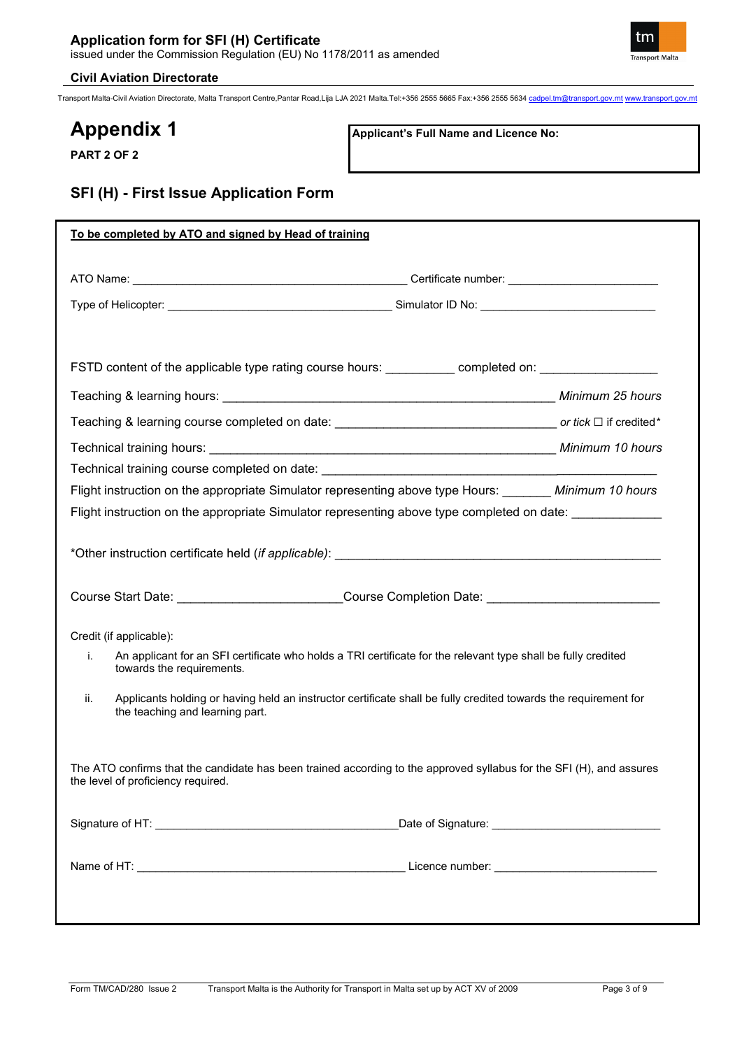# Appendix 1

**PART 2 OF 2**

**Applicant's Full Name and Licence No:**

## SFI (H) - First Issue Application Form

**To be completed by ATO and signed by Head of training**

ATO Name: ____________________________________________ Certificate number: ________________________

Type of Helicopter: ____________________________________ Simulator ID No: ____________________________

FSTD content of the applicable type rating course hours: __________ completed on: _________________

Teaching & learning hours: __________________________________________________ *Minimum 25 hours*

Teaching & learning course completed on date: _________________________________ *or tick* ☐ if credited*

Technical training hours: ____________________________________________________ *Minimum 10 hours*

Technical training course completed on date: ____________________________________________________

Flight instruction on the appropriate Simulator representing above type Hours: _______ *Minimum 10 hours*

Flight instruction on the appropriate Simulator representing above type completed on date: _____________

*Other instruction certificate held (*if applicable*): _________________________________________________

Course Start Date: ________________________Course Completion Date: _________________________

Credit (if applicable):

i. An applicant for an SFI certificate who holds a TRI certificate for the relevant type shall be fully credited towards the requirements.

ii. Applicants holding or having held an instructor certificate shall be fully credited towards the requirement for the teaching and learning part.

The ATO confirms that the candidate has been trained according to the approved syllabus for the SFI (H), and assures the level of proficiency required.

Signature of HT: ______________________________________Date of Signature: ___________________________

Name of HT: ___________________________________________ Licence number: _________________________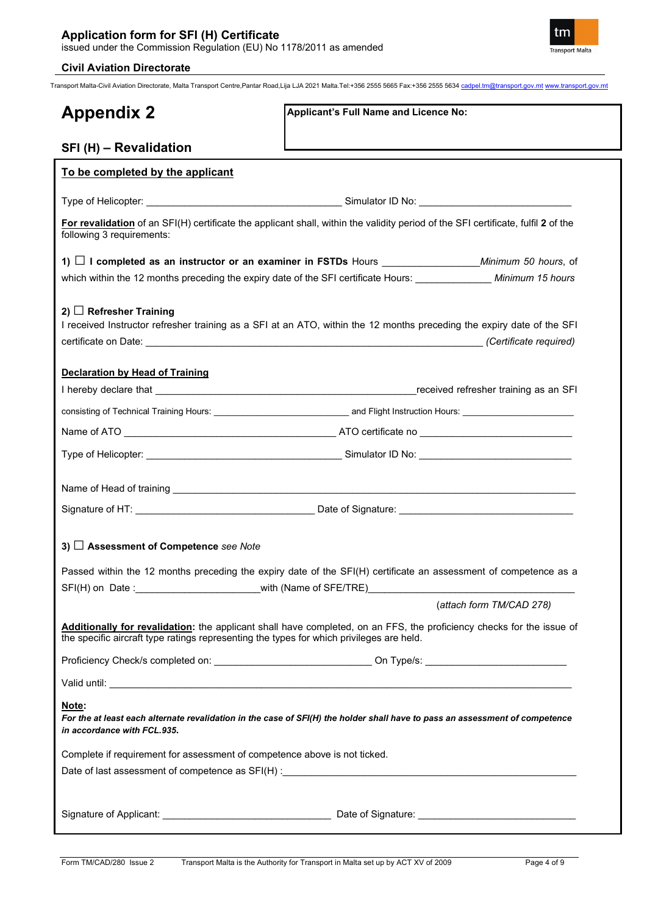## Appendix 2

## SFI (H) – Revalidation

**Applicant's Full Name and Licence No:**

**To be completed by the applicant**

Type of Helicopter: ___________________________________ Simulator ID No: ___________________________

**For revalidation** of an SFI(H) certificate the applicant shall, within the validity period of the SFI certificate, fulfil **2** of the following 3 requirements:

**1)** ☐ **I completed as an instructor or an examiner in FSTDs** Hours _________________*Minimum 50 hours*, of which within the 12 months preceding the expiry date of the SFI certificate Hours: ______________ *Minimum 15 hours*

**2)** ☐ **Refresher Training**

I received Instructor refresher training as a SFI at an ATO, within the 12 months preceding the expiry date of the SFI certificate on Date: _____________________________________________________________ *(Certificate required)*

**Declaration by Head of Training**

I hereby declare that ______________________________________________received refresher training as an SFI consisting of Technical Training Hours: ___________________________ and Flight Instruction Hours: ______________________

Name of ATO _______________________________________ ATO certificate no ___________________________

Type of Helicopter: ___________________________________ Simulator ID No: ___________________________

Name of Head of training _________________________________________________________________________

Signature of HT: ________________________________ Date of Signature: _______________________________

**3)** ☐ **Assessment of Competence** *see Note*

Passed within the 12 months preceding the expiry date of the SFI(H) certificate an assessment of competence as a SFI(H) on Date :______________________with (Name of SFE/TRE)______________________________________

(*attach form TM/CAD 278)*

**Additionally for revalidation:** the applicant shall have completed, on an FFS, the proficiency checks for the issue of the specific aircraft type ratings representing the types for which privileges are held.

Proficiency Check/s completed on: ____________________________ On Type/s: _________________________

Valid until: _____________________________________________________________________________________

**Note:**

***For the at least each alternate revalidation in the case of SFI(H) the holder shall have to pass an assessment of competence in accordance with FCL.935.***

Complete if requirement for assessment of competence above is not ticked.

Date of last assessment of competence as SFI(H) :_______________________________________________________

Signature of Applicant: ______________________________ Date of Signature: ____________________________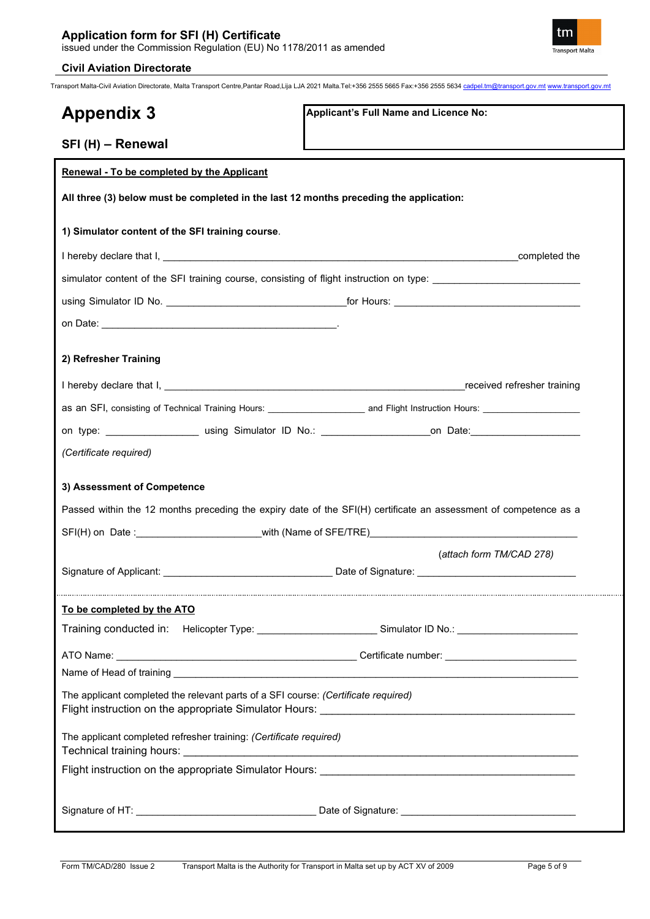# Appendix 3

## SFI (H) – Renewal

**Applicant's Full Name and Licence No:**

**Renewal - To be completed by the Applicant**

**All three (3) below must be completed in the last 12 months preceding the application:**

**1) Simulator content of the SFI training course**.

I hereby declare that I, ______________________________________________________completed the simulator content of the SFI training course, consisting of flight instruction on type: ______________________ using Simulator ID No. ____________________________for Hours: ______________________________ on Date: _______________________________________.

**2) Refresher Training**

I hereby declare that I, ______________________________________________received refresher training as an SFI, consisting of Technical Training Hours: _______________ and Flight Instruction Hours: _______________ on type: ______________ using Simulator ID No.: _________________on Date:_________________

*(Certificate required)*

**3) Assessment of Competence**

Passed within the 12 months preceding the expiry date of the SFI(H) certificate an assessment of competence as a SFI(H) on Date :____________________with (Name of SFE/TRE)________________________________

*(attach form TM/CAD 278)*

Signature of Applicant: ___________________________ Date of Signature: __________________________

---

**To be completed by the ATO**

Training conducted in: Helicopter Type: ____________________ Simulator ID No.: ____________________

ATO Name: ________________________________________ Certificate number: _____________________

Name of Head of training ____________________________________________________________

The applicant completed the relevant parts of a SFI course: *(Certificate required)*
Flight instruction on the appropriate Simulator Hours: ________________________________________

The applicant completed refresher training: *(Certificate required)*
Technical training hours: _____________________________________________________________

Flight instruction on the appropriate Simulator Hours: ________________________________________

Signature of HT: ____________________________ Date of Signature: ____________________________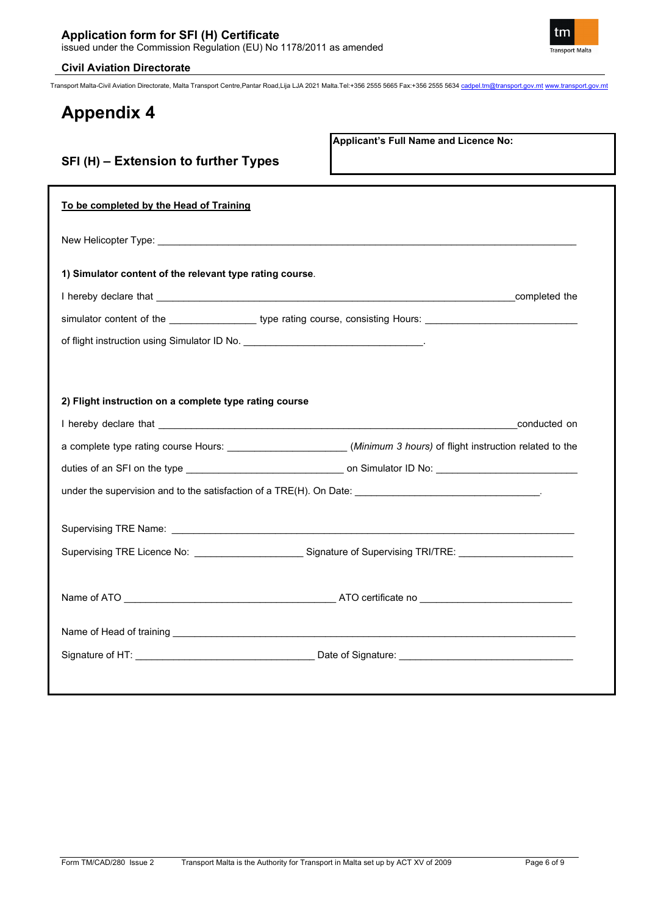# Appendix 4

## SFI (H) – Extension to further Types

**Applicant's Full Name and Licence No:**

**To be completed by the Head of Training**

New Helicopter Type: ____________________________________________

**1) Simulator content of the relevant type rating course.**

I hereby declare that ____________________________________________ completed the simulator content of the ________________ type rating course, consisting Hours: ____________________________ of flight instruction using Simulator ID No. ________________________________.

**2) Flight instruction on a complete type rating course**

I hereby declare that ____________________________________________ conducted on a complete type rating course Hours: ______________________ (*Minimum 3 hours)* of flight instruction related to the duties of an SFI on the type _____________________________ on Simulator ID No: __________________________ under the supervision and to the satisfaction of a TRE(H). On Date: ________________________________.

Supervising TRE Name: ____________________________________________

Supervising TRE Licence No: ____________________ Signature of Supervising TRI/TRE: _____________________

Name of ATO ________________________________________ ATO certificate no ____________________________

Name of Head of training ____________________________________________

Signature of HT: _________________________________ Date of Signature: ________________________________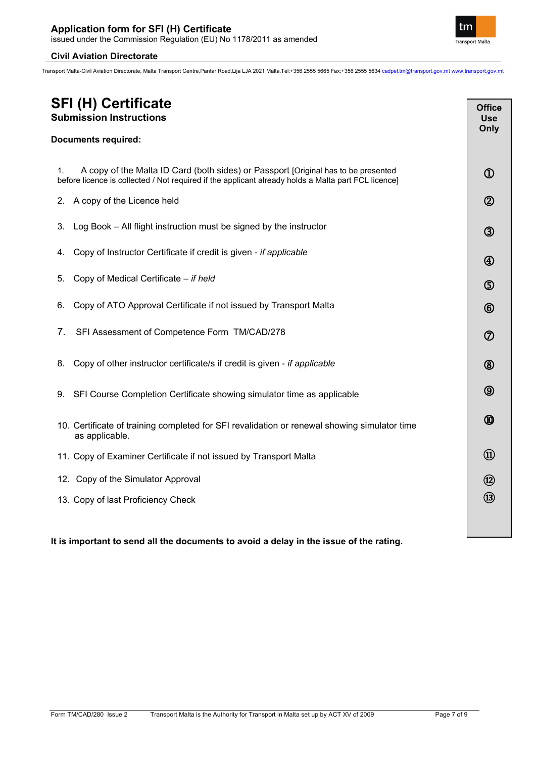# SFI (H) Certificate

## Submission Instructions

**Documents required:**

| | Office Use Only |
|---|---|
| 1. A copy of the Malta ID Card (both sides) or Passport [Original has to be presented before licence is collected / Not required if the applicant already holds a Malta part FCL licence] | ① |
| 2. A copy of the Licence held | ② |
| 3. Log Book – All flight instruction must be signed by the instructor | ③ |
| 4. Copy of Instructor Certificate if credit is given - *if applicable* | ④ |
| 5. Copy of Medical Certificate – *if held* | ⑤ |
| 6. Copy of ATO Approval Certificate if not issued by Transport Malta | ⑥ |
| 7. SFI Assessment of Competence Form TM/CAD/278 | ⑦ |
| 8. Copy of other instructor certificate/s if credit is given - *if applicable* | ⑧ |
| 9. SFI Course Completion Certificate showing simulator time as applicable | ⑨ |
| 10. Certificate of training completed for SFI revalidation or renewal showing simulator time as applicable. | ⑩ |
| 11. Copy of Examiner Certificate if not issued by Transport Malta | ⑪ |
| 12. Copy of the Simulator Approval | ⑫ |
| 13. Copy of last Proficiency Check | ⑬ |

**It is important to send all the documents to avoid a delay in the issue of the rating.**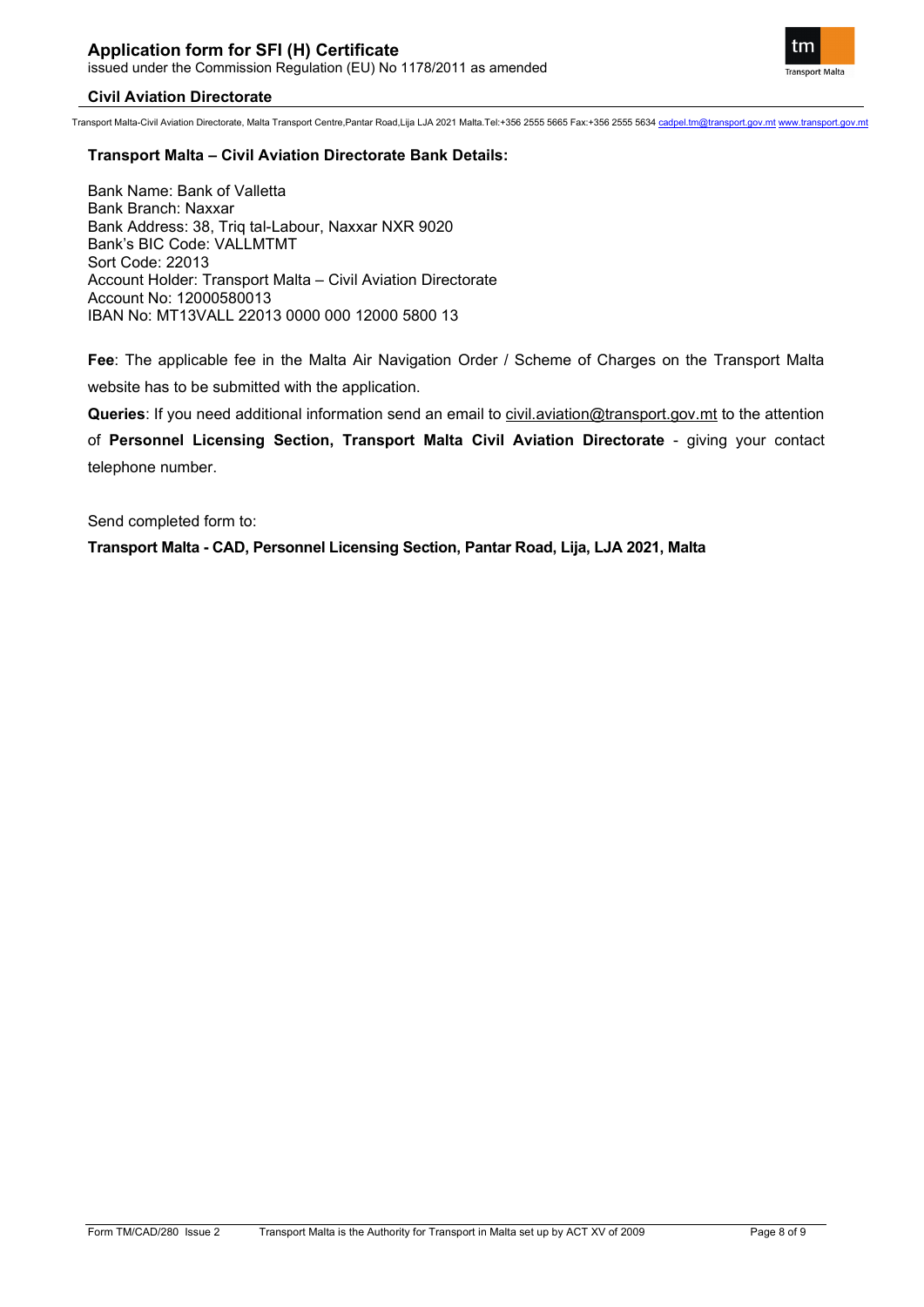**Transport Malta – Civil Aviation Directorate Bank Details:**

Bank Name: Bank of Valletta
Bank Branch: Naxxar
Bank Address: 38, Triq tal-Labour, Naxxar NXR 9020
Bank's BIC Code: VALLMTMT
Sort Code: 22013
Account Holder: Transport Malta – Civil Aviation Directorate
Account No: 12000580013
IBAN No: MT13VALL 22013 0000 000 12000 5800 13

**Fee**: The applicable fee in the Malta Air Navigation Order / Scheme of Charges on the Transport Malta website has to be submitted with the application.

**Queries**: If you need additional information send an email to civil.aviation@transport.gov.mt to the attention of **Personnel Licensing Section, Transport Malta Civil Aviation Directorate** - giving your contact telephone number.

Send completed form to:

**Transport Malta - CAD, Personnel Licensing Section, Pantar Road, Lija, LJA 2021, Malta**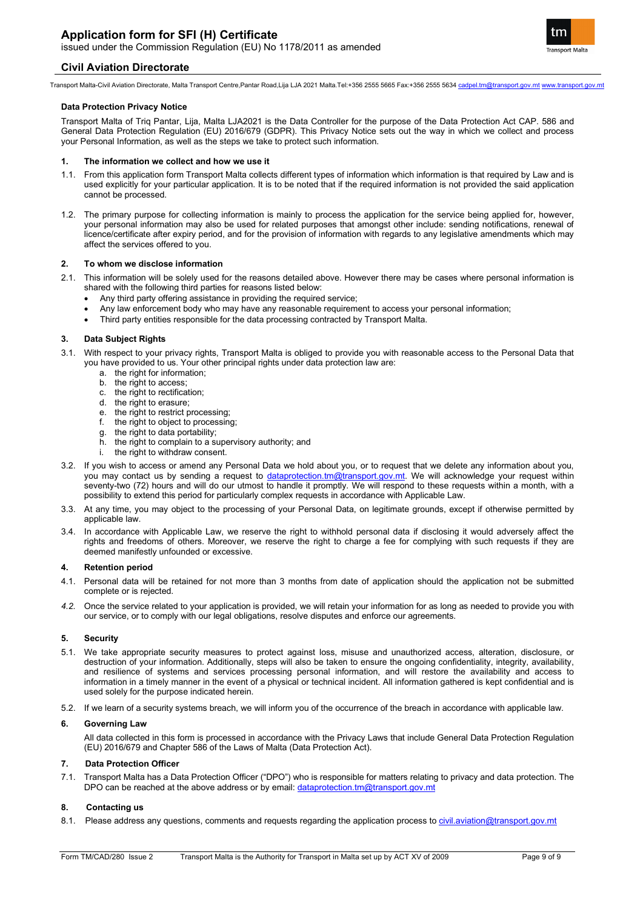# Application form for SFI (H) Certificate

issued under the Commission Regulation (EU) No 1178/2011 as amended

## Civil Aviation Directorate

Transport Malta-Civil Aviation Directorate, Malta Transport Centre,Pantar Road,Lija LJA 2021 Malta.Tel:+356 2555 5665 Fax:+356 2555 5634 cadpel.tm@transport.gov.mt www.transport.gov.mt

**Data Protection Privacy Notice**

Transport Malta of Triq Pantar, Lija, Malta LJA2021 is the Data Controller for the purpose of the Data Protection Act CAP. 586 and General Data Protection Regulation (EU) 2016/679 (GDPR). This Privacy Notice sets out the way in which we collect and process your Personal Information, as well as the steps we take to protect such information.

**1. The information we collect and how we use it**

1.1. From this application form Transport Malta collects different types of information which information is that required by Law and is used explicitly for your particular application. It is to be noted that if the required information is not provided the said application cannot be processed.

1.2. The primary purpose for collecting information is mainly to process the application for the service being applied for, however, your personal information may also be used for related purposes that amongst other include: sending notifications, renewal of licence/certificate after expiry period, and for the provision of information with regards to any legislative amendments which may affect the services offered to you.

**2. To whom we disclose information**

2.1. This information will be solely used for the reasons detailed above. However there may be cases where personal information is shared with the following third parties for reasons listed below:

- Any third party offering assistance in providing the required service;
- Any law enforcement body who may have any reasonable requirement to access your personal information;
- Third party entities responsible for the data processing contracted by Transport Malta.

**3. Data Subject Rights**

3.1. With respect to your privacy rights, Transport Malta is obliged to provide you with reasonable access to the Personal Data that you have provided to us. Your other principal rights under data protection law are:

a. the right for information;
b. the right to access;
c. the right to rectification;
d. the right to erasure;
e. the right to restrict processing;
f. the right to object to processing;
g. the right to data portability;
h. the right to complain to a supervisory authority; and
i. the right to withdraw consent.

3.2. If you wish to access or amend any Personal Data we hold about you, or to request that we delete any information about you, you may contact us by sending a request to dataprotection.tm@transport.gov.mt. We will acknowledge your request within seventy-two (72) hours and will do our utmost to handle it promptly. We will respond to these requests within a month, with a possibility to extend this period for particularly complex requests in accordance with Applicable Law.

3.3. At any time, you may object to the processing of your Personal Data, on legitimate grounds, except if otherwise permitted by applicable law.

3.4. In accordance with Applicable Law, we reserve the right to withhold personal data if disclosing it would adversely affect the rights and freedoms of others. Moreover, we reserve the right to charge a fee for complying with such requests if they are deemed manifestly unfounded or excessive.

**4. Retention period**

4.1. Personal data will be retained for not more than 3 months from date of application should the application not be submitted complete or is rejected.

*4.2.* Once the service related to your application is provided, we will retain your information for as long as needed to provide you with our service, or to comply with our legal obligations, resolve disputes and enforce our agreements.

**5. Security**

5.1. We take appropriate security measures to protect against loss, misuse and unauthorized access, alteration, disclosure, or destruction of your information. Additionally, steps will also be taken to ensure the ongoing confidentiality, integrity, availability, and resilience of systems and services processing personal information, and will restore the availability and access to information in a timely manner in the event of a physical or technical incident. All information gathered is kept confidential and is used solely for the purpose indicated herein.

5.2. If we learn of a security systems breach, we will inform you of the occurrence of the breach in accordance with applicable law.

**6. Governing Law**

All data collected in this form is processed in accordance with the Privacy Laws that include General Data Protection Regulation (EU) 2016/679 and Chapter 586 of the Laws of Malta (Data Protection Act).

**7. Data Protection Officer**

7.1. Transport Malta has a Data Protection Officer ("DPO") who is responsible for matters relating to privacy and data protection. The DPO can be reached at the above address or by email: dataprotection.tm@transport.gov.mt

**8. Contacting us**

8.1. Please address any questions, comments and requests regarding the application process to civil.aviation@transport.gov.mt

Form TM/CAD/280 Issue 2 Transport Malta is the Authority for Transport in Malta set up by ACT XV of 2009